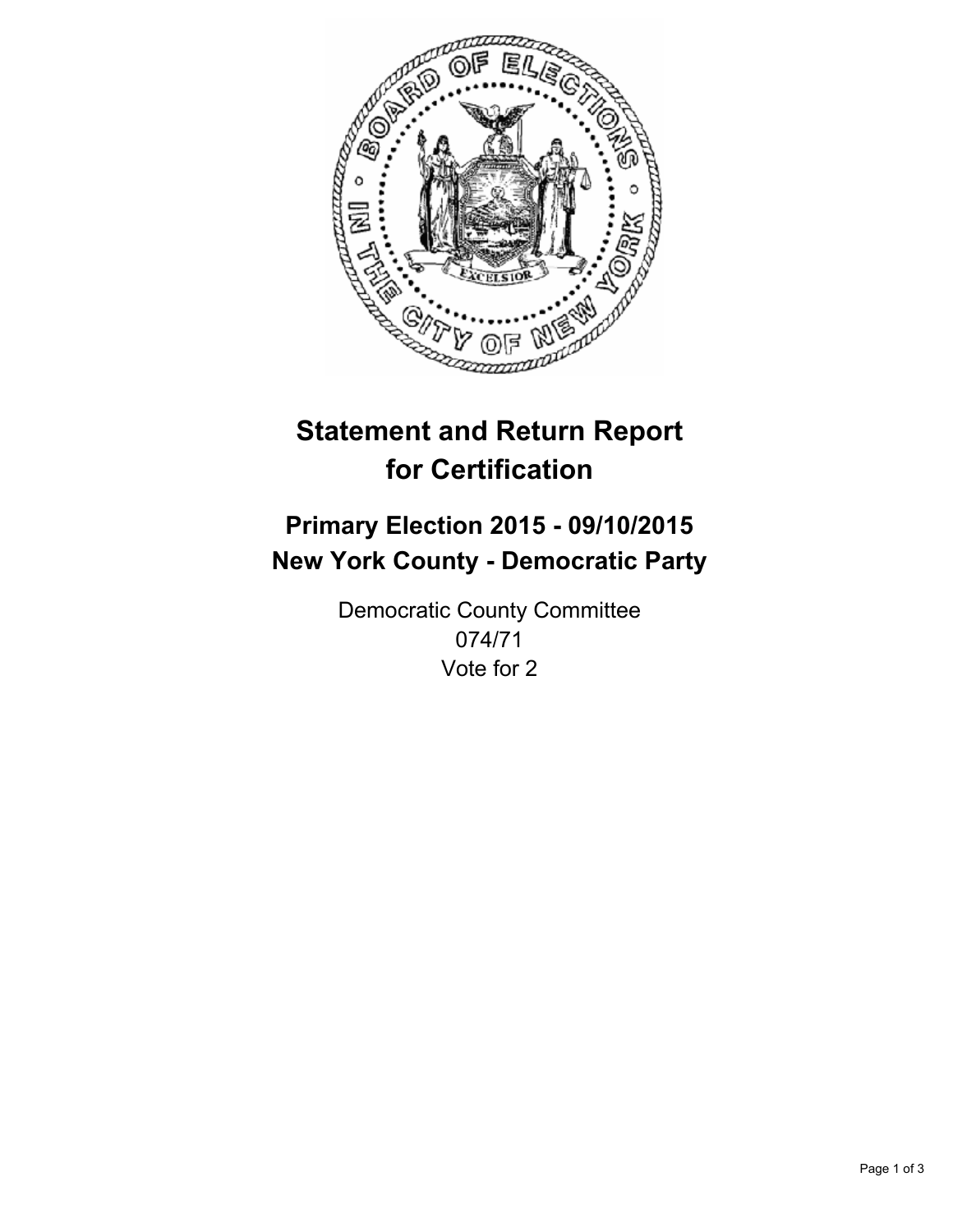# Statement and Return Report for Certification

## Primary Election 2015 - 09/10/2015
## New York County - Democratic Party

Democratic County Committee
074/71
Vote for 2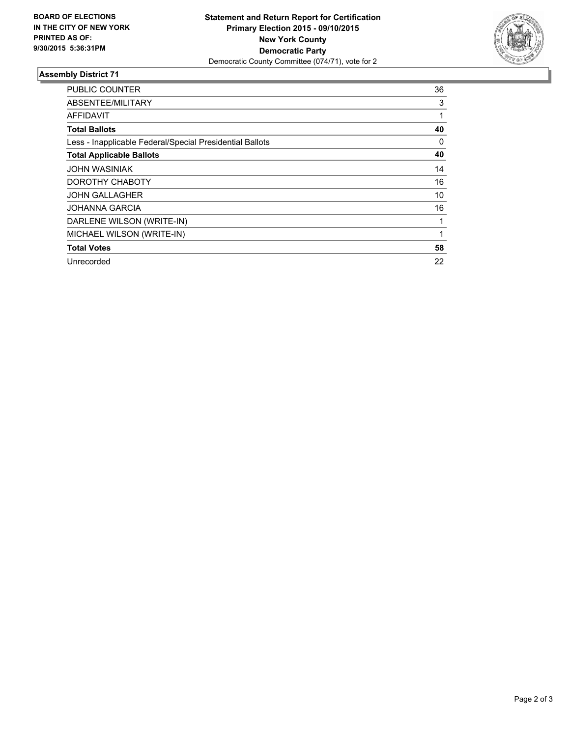**BOARD OF ELECTIONS IN THE CITY OF NEW YORK PRINTED AS OF: 9/30/2015 5:36:31PM**

**Statement and Return Report for Certification**
**Primary Election 2015 - 09/10/2015**
**New York County**
**Democratic Party**
Democratic County Committee (074/71), vote for 2

### Assembly District 71

| | |
|---|---|
| PUBLIC COUNTER | 36 |
| ABSENTEE/MILITARY | 3 |
| AFFIDAVIT | 1 |
| **Total Ballots** | **40** |
| Less - Inapplicable Federal/Special Presidential Ballots | 0 |
| **Total Applicable Ballots** | **40** |
| JOHN WASINIAK | 14 |
| DOROTHY CHABOTY | 16 |
| JOHN GALLAGHER | 10 |
| JOHANNA GARCIA | 16 |
| DARLENE WILSON (WRITE-IN) | 1 |
| MICHAEL WILSON (WRITE-IN) | 1 |
| **Total Votes** | **58** |
| Unrecorded | 22 |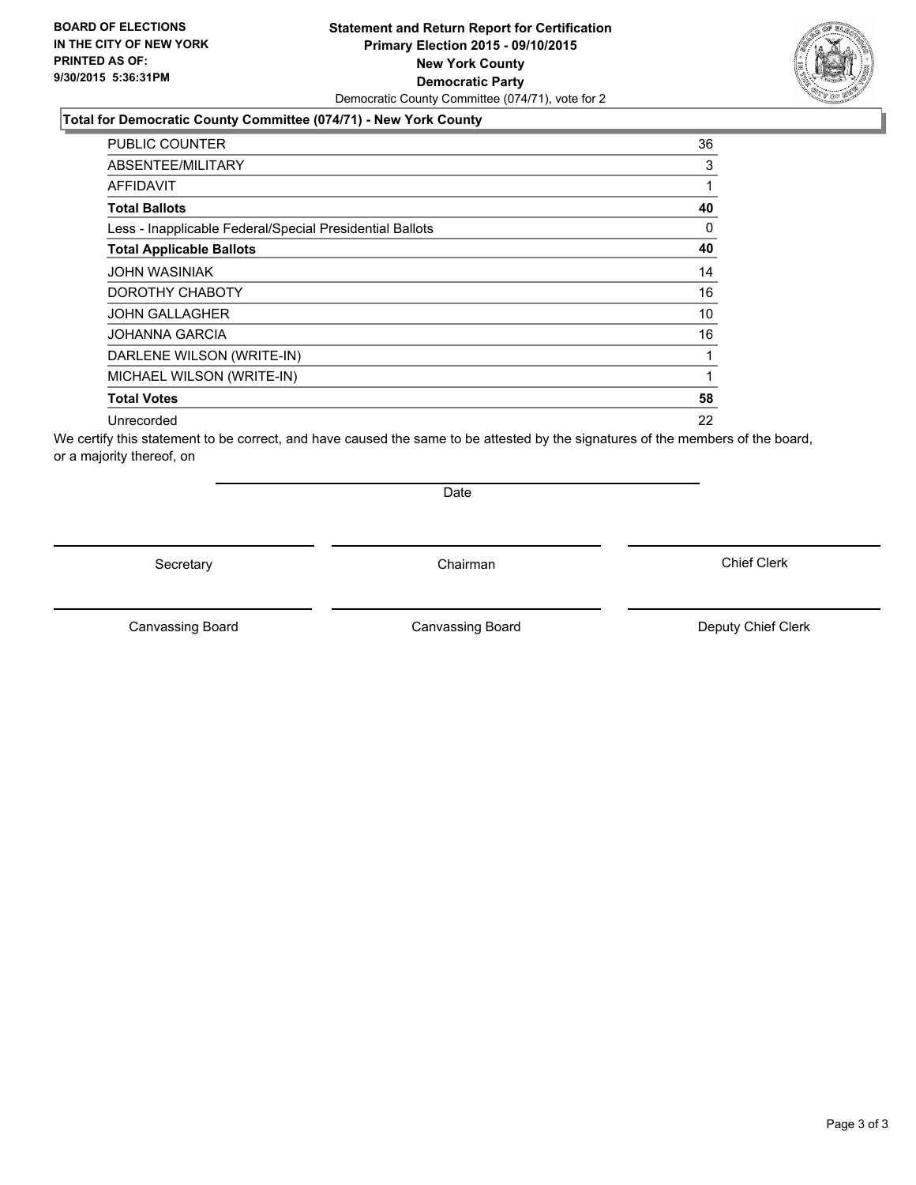**BOARD OF ELECTIONS IN THE CITY OF NEW YORK PRINTED AS OF: 9/30/2015 5:36:31PM**

**Statement and Return Report for Certification**
**Primary Election 2015 - 09/10/2015**
**New York County**
**Democratic Party**
Democratic County Committee (074/71), vote for 2

### Total for Democratic County Committee (074/71) - New York County

| | |
|---|---|
| PUBLIC COUNTER | 36 |
| ABSENTEE/MILITARY | 3 |
| AFFIDAVIT | 1 |
| **Total Ballots** | **40** |
| Less - Inapplicable Federal/Special Presidential Ballots | 0 |
| **Total Applicable Ballots** | **40** |
| JOHN WASINIAK | 14 |
| DOROTHY CHABOTY | 16 |
| JOHN GALLAGHER | 10 |
| JOHANNA GARCIA | 16 |
| DARLENE WILSON (WRITE-IN) | 1 |
| MICHAEL WILSON (WRITE-IN) | 1 |
| **Total Votes** | **58** |
| Unrecorded | 22 |

We certify this statement to be correct, and have caused the same to be attested by the signatures of the members of the board, or a majority thereof, on

Date

Secretary | Chairman | Chief Clerk

Canvassing Board | Canvassing Board | Deputy Chief Clerk